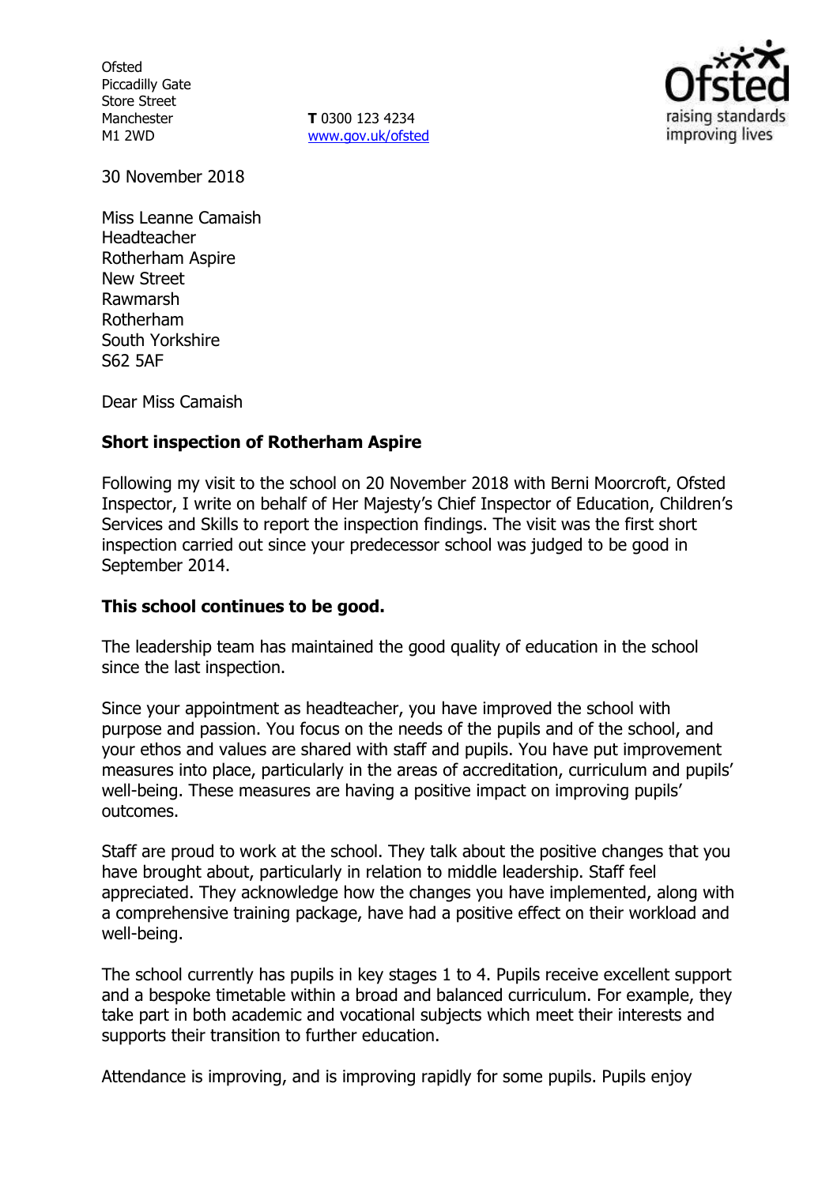Ofsted
Piccadilly Gate
Store Street
Manchester
M1 2WD

**T** 0300 123 4234
www.gov.uk/ofsted

30 November 2018

Miss Leanne Camaish
Headteacher
Rotherham Aspire
New Street
Rawmarsh
Rotherham
South Yorkshire
S62 5AF

Dear Miss Camaish

**Short inspection of Rotherham Aspire**

Following my visit to the school on 20 November 2018 with Berni Moorcroft, Ofsted Inspector, I write on behalf of Her Majesty's Chief Inspector of Education, Children's Services and Skills to report the inspection findings. The visit was the first short inspection carried out since your predecessor school was judged to be good in September 2014.

**This school continues to be good.**

The leadership team has maintained the good quality of education in the school since the last inspection.

Since your appointment as headteacher, you have improved the school with purpose and passion. You focus on the needs of the pupils and of the school, and your ethos and values are shared with staff and pupils. You have put improvement measures into place, particularly in the areas of accreditation, curriculum and pupils' well-being. These measures are having a positive impact on improving pupils' outcomes.

Staff are proud to work at the school. They talk about the positive changes that you have brought about, particularly in relation to middle leadership. Staff feel appreciated. They acknowledge how the changes you have implemented, along with a comprehensive training package, have had a positive effect on their workload and well-being.

The school currently has pupils in key stages 1 to 4. Pupils receive excellent support and a bespoke timetable within a broad and balanced curriculum. For example, they take part in both academic and vocational subjects which meet their interests and supports their transition to further education.

Attendance is improving, and is improving rapidly for some pupils. Pupils enjoy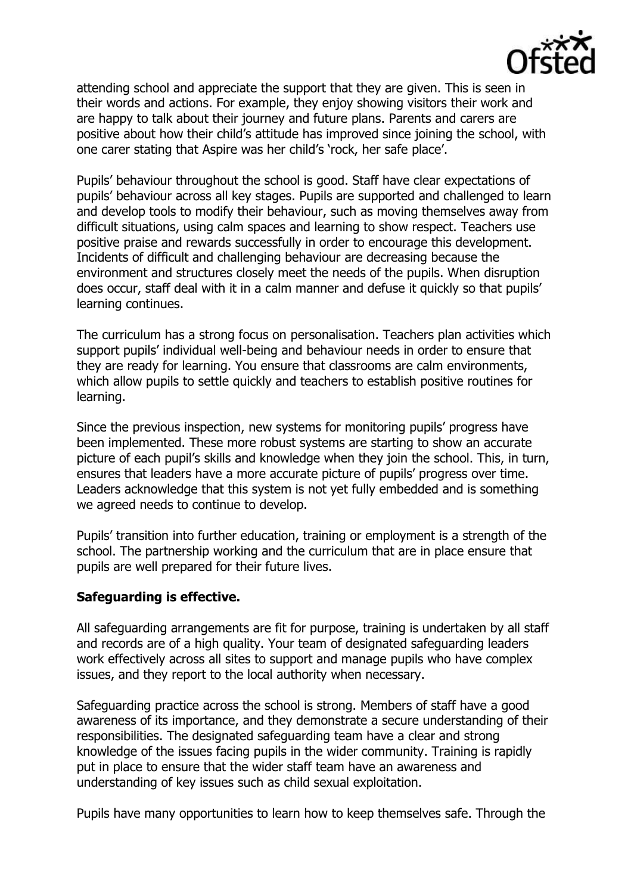attending school and appreciate the support that they are given. This is seen in their words and actions. For example, they enjoy showing visitors their work and are happy to talk about their journey and future plans. Parents and carers are positive about how their child's attitude has improved since joining the school, with one carer stating that Aspire was her child's 'rock, her safe place'.

Pupils' behaviour throughout the school is good. Staff have clear expectations of pupils' behaviour across all key stages. Pupils are supported and challenged to learn and develop tools to modify their behaviour, such as moving themselves away from difficult situations, using calm spaces and learning to show respect. Teachers use positive praise and rewards successfully in order to encourage this development. Incidents of difficult and challenging behaviour are decreasing because the environment and structures closely meet the needs of the pupils. When disruption does occur, staff deal with it in a calm manner and defuse it quickly so that pupils' learning continues.

The curriculum has a strong focus on personalisation. Teachers plan activities which support pupils' individual well-being and behaviour needs in order to ensure that they are ready for learning. You ensure that classrooms are calm environments, which allow pupils to settle quickly and teachers to establish positive routines for learning.

Since the previous inspection, new systems for monitoring pupils' progress have been implemented. These more robust systems are starting to show an accurate picture of each pupil's skills and knowledge when they join the school. This, in turn, ensures that leaders have a more accurate picture of pupils' progress over time. Leaders acknowledge that this system is not yet fully embedded and is something we agreed needs to continue to develop.

Pupils' transition into further education, training or employment is a strength of the school. The partnership working and the curriculum that are in place ensure that pupils are well prepared for their future lives.

**Safeguarding is effective.**

All safeguarding arrangements are fit for purpose, training is undertaken by all staff and records are of a high quality. Your team of designated safeguarding leaders work effectively across all sites to support and manage pupils who have complex issues, and they report to the local authority when necessary.

Safeguarding practice across the school is strong. Members of staff have a good awareness of its importance, and they demonstrate a secure understanding of their responsibilities. The designated safeguarding team have a clear and strong knowledge of the issues facing pupils in the wider community. Training is rapidly put in place to ensure that the wider staff team have an awareness and understanding of key issues such as child sexual exploitation.

Pupils have many opportunities to learn how to keep themselves safe. Through the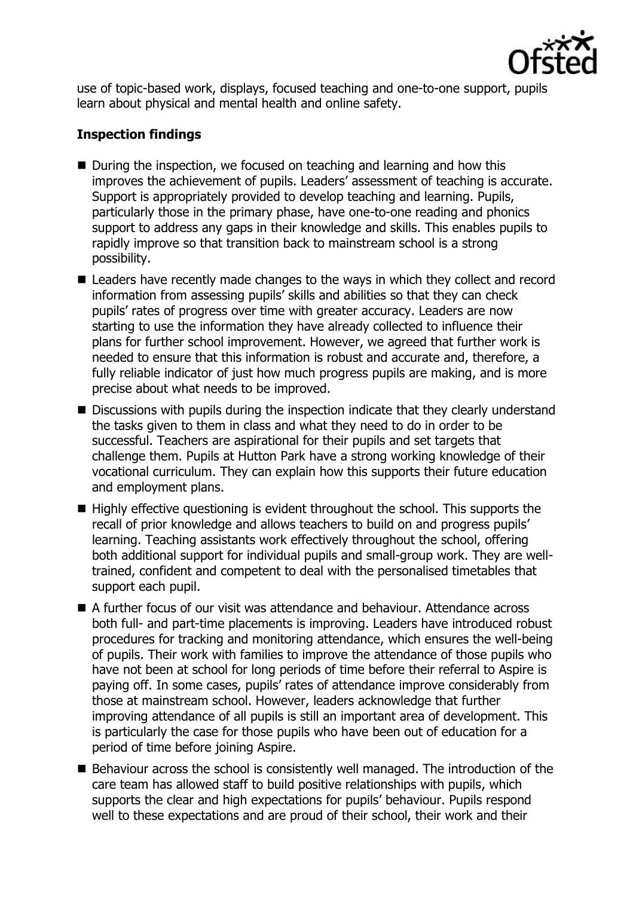use of topic-based work, displays, focused teaching and one-to-one support, pupils learn about physical and mental health and online safety.

## Inspection findings

- During the inspection, we focused on teaching and learning and how this improves the achievement of pupils. Leaders' assessment of teaching is accurate. Support is appropriately provided to develop teaching and learning. Pupils, particularly those in the primary phase, have one-to-one reading and phonics support to address any gaps in their knowledge and skills. This enables pupils to rapidly improve so that transition back to mainstream school is a strong possibility.
- Leaders have recently made changes to the ways in which they collect and record information from assessing pupils' skills and abilities so that they can check pupils' rates of progress over time with greater accuracy. Leaders are now starting to use the information they have already collected to influence their plans for further school improvement. However, we agreed that further work is needed to ensure that this information is robust and accurate and, therefore, a fully reliable indicator of just how much progress pupils are making, and is more precise about what needs to be improved.
- Discussions with pupils during the inspection indicate that they clearly understand the tasks given to them in class and what they need to do in order to be successful. Teachers are aspirational for their pupils and set targets that challenge them. Pupils at Hutton Park have a strong working knowledge of their vocational curriculum. They can explain how this supports their future education and employment plans.
- Highly effective questioning is evident throughout the school. This supports the recall of prior knowledge and allows teachers to build on and progress pupils' learning. Teaching assistants work effectively throughout the school, offering both additional support for individual pupils and small-group work. They are well-trained, confident and competent to deal with the personalised timetables that support each pupil.
- A further focus of our visit was attendance and behaviour. Attendance across both full- and part-time placements is improving. Leaders have introduced robust procedures for tracking and monitoring attendance, which ensures the well-being of pupils. Their work with families to improve the attendance of those pupils who have not been at school for long periods of time before their referral to Aspire is paying off. In some cases, pupils' rates of attendance improve considerably from those at mainstream school. However, leaders acknowledge that further improving attendance of all pupils is still an important area of development. This is particularly the case for those pupils who have been out of education for a period of time before joining Aspire.
- Behaviour across the school is consistently well managed. The introduction of the care team has allowed staff to build positive relationships with pupils, which supports the clear and high expectations for pupils' behaviour. Pupils respond well to these expectations and are proud of their school, their work and their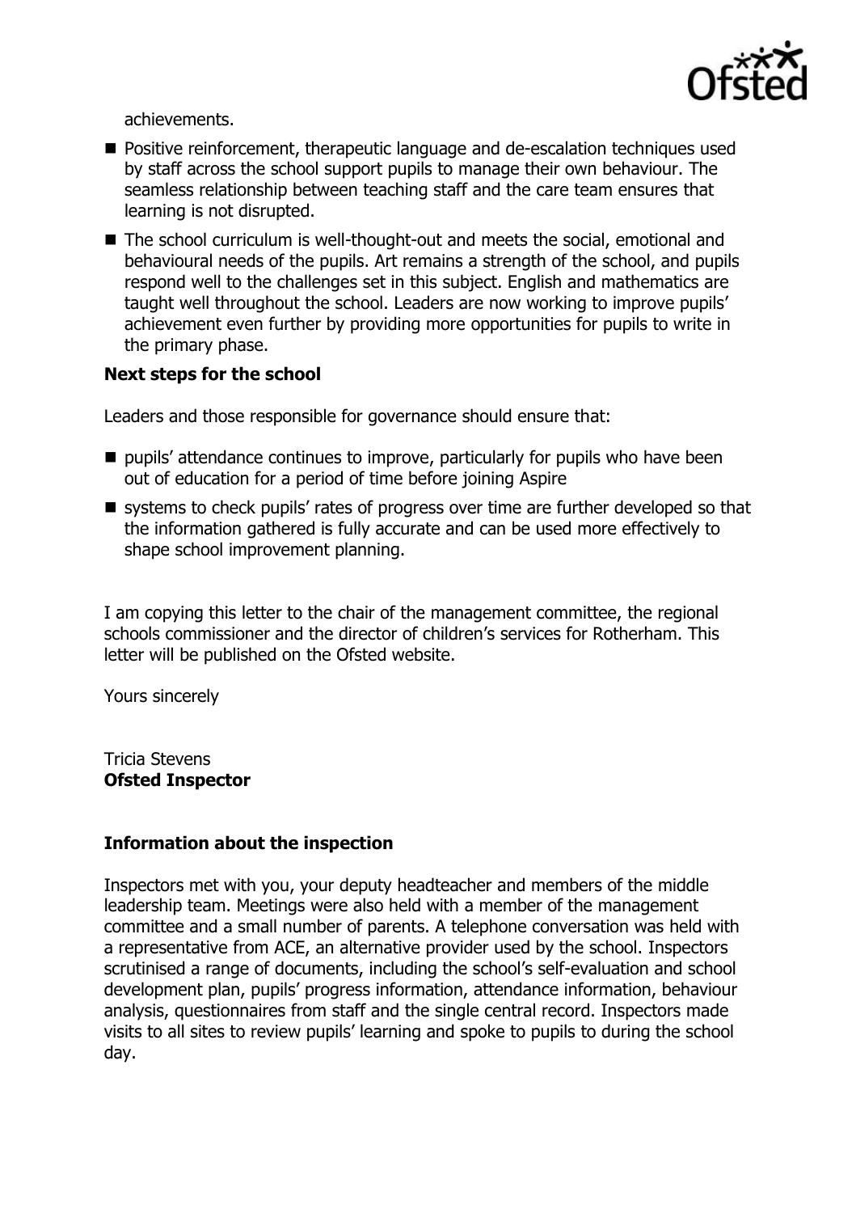achievements.

- Positive reinforcement, therapeutic language and de-escalation techniques used by staff across the school support pupils to manage their own behaviour. The seamless relationship between teaching staff and the care team ensures that learning is not disrupted.
- The school curriculum is well-thought-out and meets the social, emotional and behavioural needs of the pupils. Art remains a strength of the school, and pupils respond well to the challenges set in this subject. English and mathematics are taught well throughout the school. Leaders are now working to improve pupils' achievement even further by providing more opportunities for pupils to write in the primary phase.

**Next steps for the school**

Leaders and those responsible for governance should ensure that:

- pupils' attendance continues to improve, particularly for pupils who have been out of education for a period of time before joining Aspire
- systems to check pupils' rates of progress over time are further developed so that the information gathered is fully accurate and can be used more effectively to shape school improvement planning.

I am copying this letter to the chair of the management committee, the regional schools commissioner and the director of children's services for Rotherham. This letter will be published on the Ofsted website.

Yours sincerely

Tricia Stevens
**Ofsted Inspector**

## Information about the inspection

Inspectors met with you, your deputy headteacher and members of the middle leadership team. Meetings were also held with a member of the management committee and a small number of parents. A telephone conversation was held with a representative from ACE, an alternative provider used by the school. Inspectors scrutinised a range of documents, including the school's self-evaluation and school development plan, pupils' progress information, attendance information, behaviour analysis, questionnaires from staff and the single central record. Inspectors made visits to all sites to review pupils' learning and spoke to pupils to during the school day.